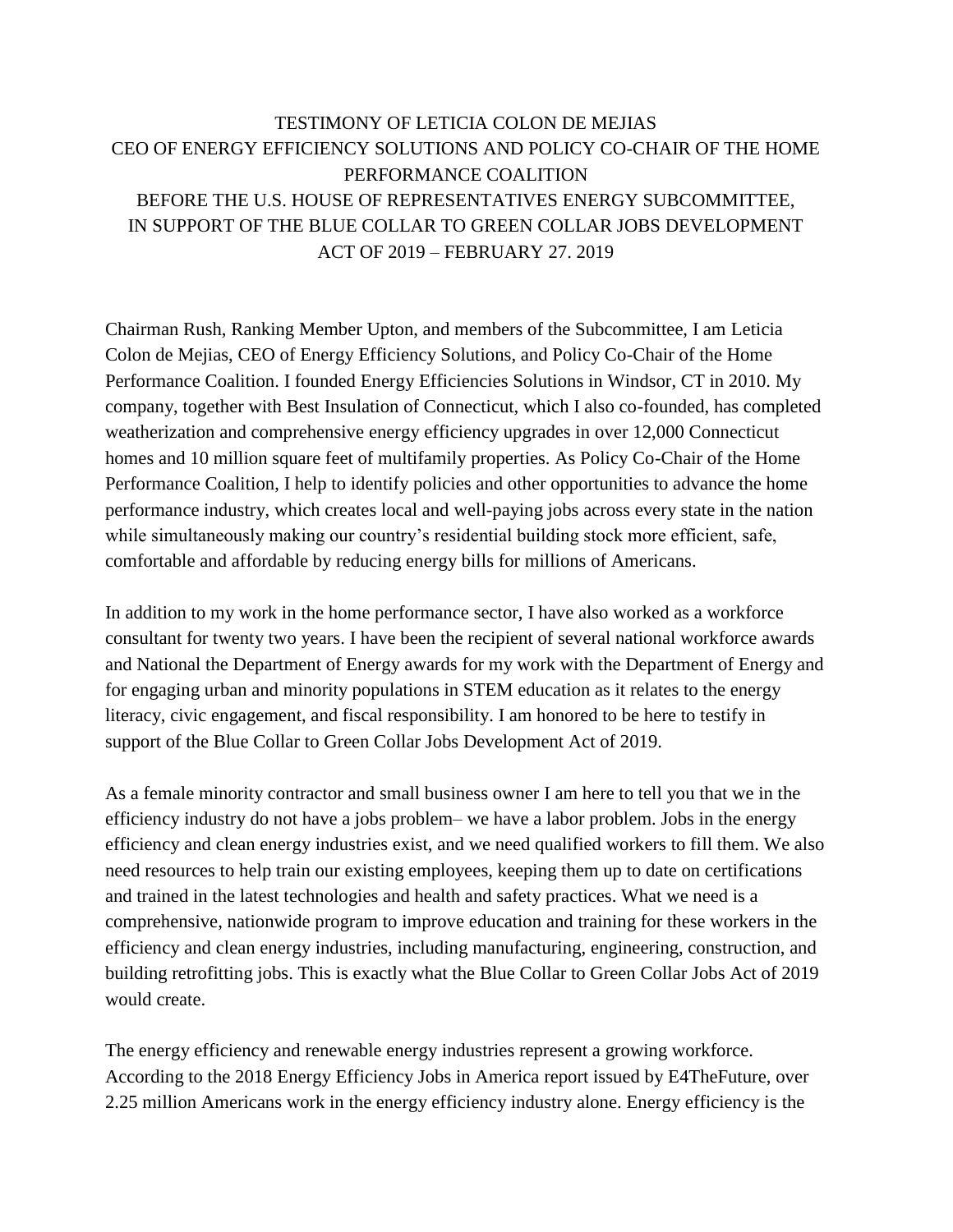# TESTIMONY OF LETICIA COLON DE MEJIAS
# CEO OF ENERGY EFFICIENCY SOLUTIONS AND POLICY CO-CHAIR OF THE HOME PERFORMANCE COALITION
# BEFORE THE U.S. HOUSE OF REPRESENTATIVES ENERGY SUBCOMMITTEE, IN SUPPORT OF THE BLUE COLLAR TO GREEN COLLAR JOBS DEVELOPMENT ACT OF 2019 – FEBRUARY 27. 2019

Chairman Rush, Ranking Member Upton, and members of the Subcommittee, I am Leticia Colon de Mejias, CEO of Energy Efficiency Solutions, and Policy Co-Chair of the Home Performance Coalition. I founded Energy Efficiencies Solutions in Windsor, CT in 2010. My company, together with Best Insulation of Connecticut, which I also co-founded, has completed weatherization and comprehensive energy efficiency upgrades in over 12,000 Connecticut homes and 10 million square feet of multifamily properties. As Policy Co-Chair of the Home Performance Coalition, I help to identify policies and other opportunities to advance the home performance industry, which creates local and well-paying jobs across every state in the nation while simultaneously making our country's residential building stock more efficient, safe, comfortable and affordable by reducing energy bills for millions of Americans.

In addition to my work in the home performance sector, I have also worked as a workforce consultant for twenty two years. I have been the recipient of several national workforce awards and National the Department of Energy awards for my work with the Department of Energy and for engaging urban and minority populations in STEM education as it relates to the energy literacy, civic engagement, and fiscal responsibility. I am honored to be here to testify in support of the Blue Collar to Green Collar Jobs Development Act of 2019.

As a female minority contractor and small business owner I am here to tell you that we in the efficiency industry do not have a jobs problem– we have a labor problem. Jobs in the energy efficiency and clean energy industries exist, and we need qualified workers to fill them. We also need resources to help train our existing employees, keeping them up to date on certifications and trained in the latest technologies and health and safety practices. What we need is a comprehensive, nationwide program to improve education and training for these workers in the efficiency and clean energy industries, including manufacturing, engineering, construction, and building retrofitting jobs. This is exactly what the Blue Collar to Green Collar Jobs Act of 2019 would create.

The energy efficiency and renewable energy industries represent a growing workforce. According to the 2018 Energy Efficiency Jobs in America report issued by E4TheFuture, over 2.25 million Americans work in the energy efficiency industry alone. Energy efficiency is the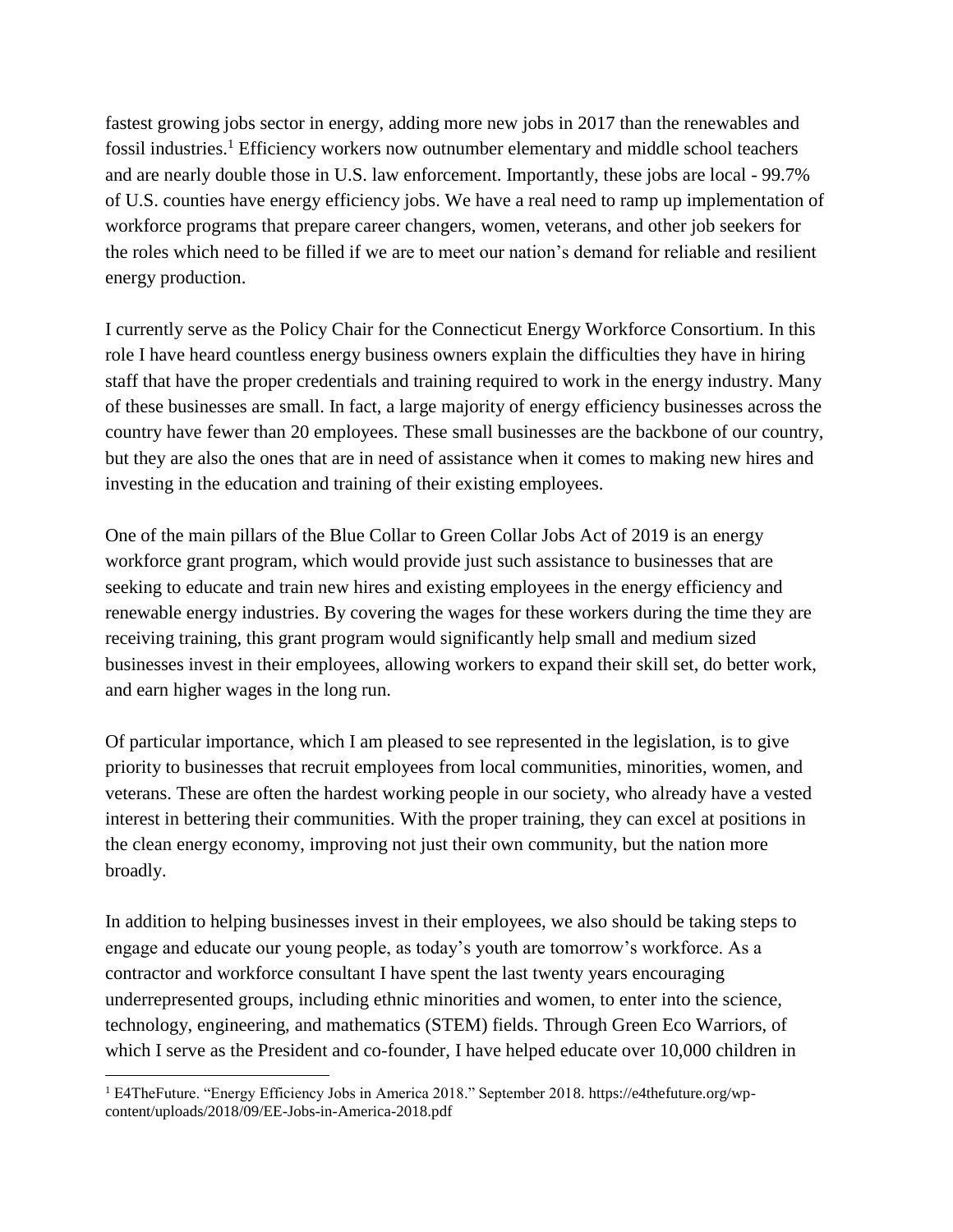fastest growing jobs sector in energy, adding more new jobs in 2017 than the renewables and fossil industries.[1] Efficiency workers now outnumber elementary and middle school teachers and are nearly double those in U.S. law enforcement. Importantly, these jobs are local - 99.7% of U.S. counties have energy efficiency jobs. We have a real need to ramp up implementation of workforce programs that prepare career changers, women, veterans, and other job seekers for the roles which need to be filled if we are to meet our nation's demand for reliable and resilient energy production.

I currently serve as the Policy Chair for the Connecticut Energy Workforce Consortium. In this role I have heard countless energy business owners explain the difficulties they have in hiring staff that have the proper credentials and training required to work in the energy industry. Many of these businesses are small. In fact, a large majority of energy efficiency businesses across the country have fewer than 20 employees. These small businesses are the backbone of our country, but they are also the ones that are in need of assistance when it comes to making new hires and investing in the education and training of their existing employees.

One of the main pillars of the Blue Collar to Green Collar Jobs Act of 2019 is an energy workforce grant program, which would provide just such assistance to businesses that are seeking to educate and train new hires and existing employees in the energy efficiency and renewable energy industries. By covering the wages for these workers during the time they are receiving training, this grant program would significantly help small and medium sized businesses invest in their employees, allowing workers to expand their skill set, do better work, and earn higher wages in the long run.

Of particular importance, which I am pleased to see represented in the legislation, is to give priority to businesses that recruit employees from local communities, minorities, women, and veterans. These are often the hardest working people in our society, who already have a vested interest in bettering their communities. With the proper training, they can excel at positions in the clean energy economy, improving not just their own community, but the nation more broadly.

In addition to helping businesses invest in their employees, we also should be taking steps to engage and educate our young people, as today's youth are tomorrow's workforce. As a contractor and workforce consultant I have spent the last twenty years encouraging underrepresented groups, including ethnic minorities and women, to enter into the science, technology, engineering, and mathematics (STEM) fields. Through Green Eco Warriors, of which I serve as the President and co-founder, I have helped educate over 10,000 children in

[1] E4TheFuture. "Energy Efficiency Jobs in America 2018." September 2018. https://e4thefuture.org/wp-content/uploads/2018/09/EE-Jobs-in-America-2018.pdf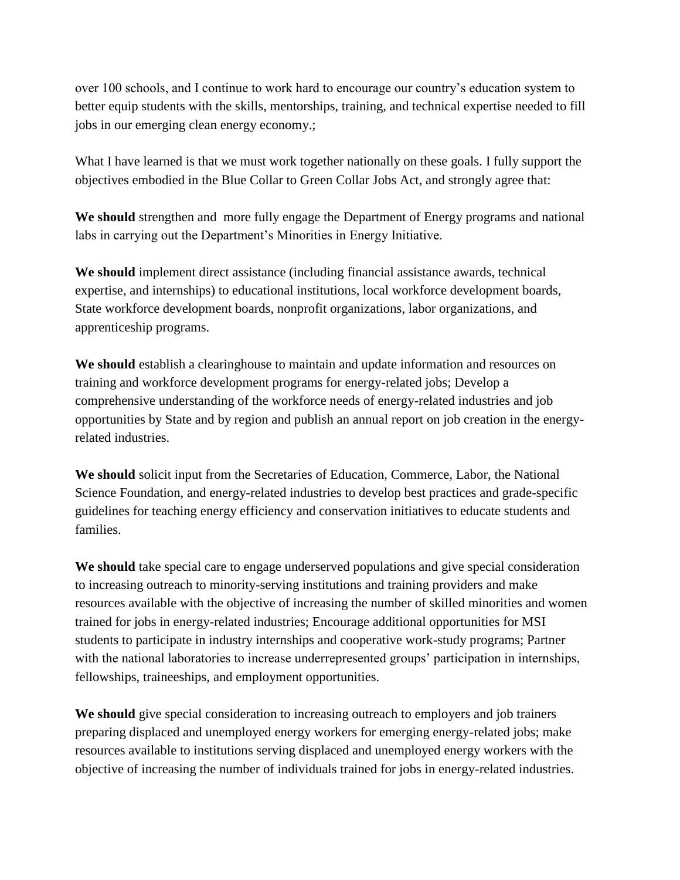over 100 schools, and I continue to work hard to encourage our country's education system to better equip students with the skills, mentorships, training, and technical expertise needed to fill jobs in our emerging clean energy economy.;

What I have learned is that we must work together nationally on these goals. I fully support the objectives embodied in the Blue Collar to Green Collar Jobs Act, and strongly agree that:

**We should** strengthen and more fully engage the Department of Energy programs and national labs in carrying out the Department's Minorities in Energy Initiative.

**We should** implement direct assistance (including financial assistance awards, technical expertise, and internships) to educational institutions, local workforce development boards, State workforce development boards, nonprofit organizations, labor organizations, and apprenticeship programs.

**We should** establish a clearinghouse to maintain and update information and resources on training and workforce development programs for energy-related jobs; Develop a comprehensive understanding of the workforce needs of energy-related industries and job opportunities by State and by region and publish an annual report on job creation in the energy-related industries.

**We should** solicit input from the Secretaries of Education, Commerce, Labor, the National Science Foundation, and energy-related industries to develop best practices and grade-specific guidelines for teaching energy efficiency and conservation initiatives to educate students and families.

**We should** take special care to engage underserved populations and give special consideration to increasing outreach to minority-serving institutions and training providers and make resources available with the objective of increasing the number of skilled minorities and women trained for jobs in energy-related industries; Encourage additional opportunities for MSI students to participate in industry internships and cooperative work-study programs; Partner with the national laboratories to increase underrepresented groups' participation in internships, fellowships, traineeships, and employment opportunities.

**We should** give special consideration to increasing outreach to employers and job trainers preparing displaced and unemployed energy workers for emerging energy-related jobs; make resources available to institutions serving displaced and unemployed energy workers with the objective of increasing the number of individuals trained for jobs in energy-related industries.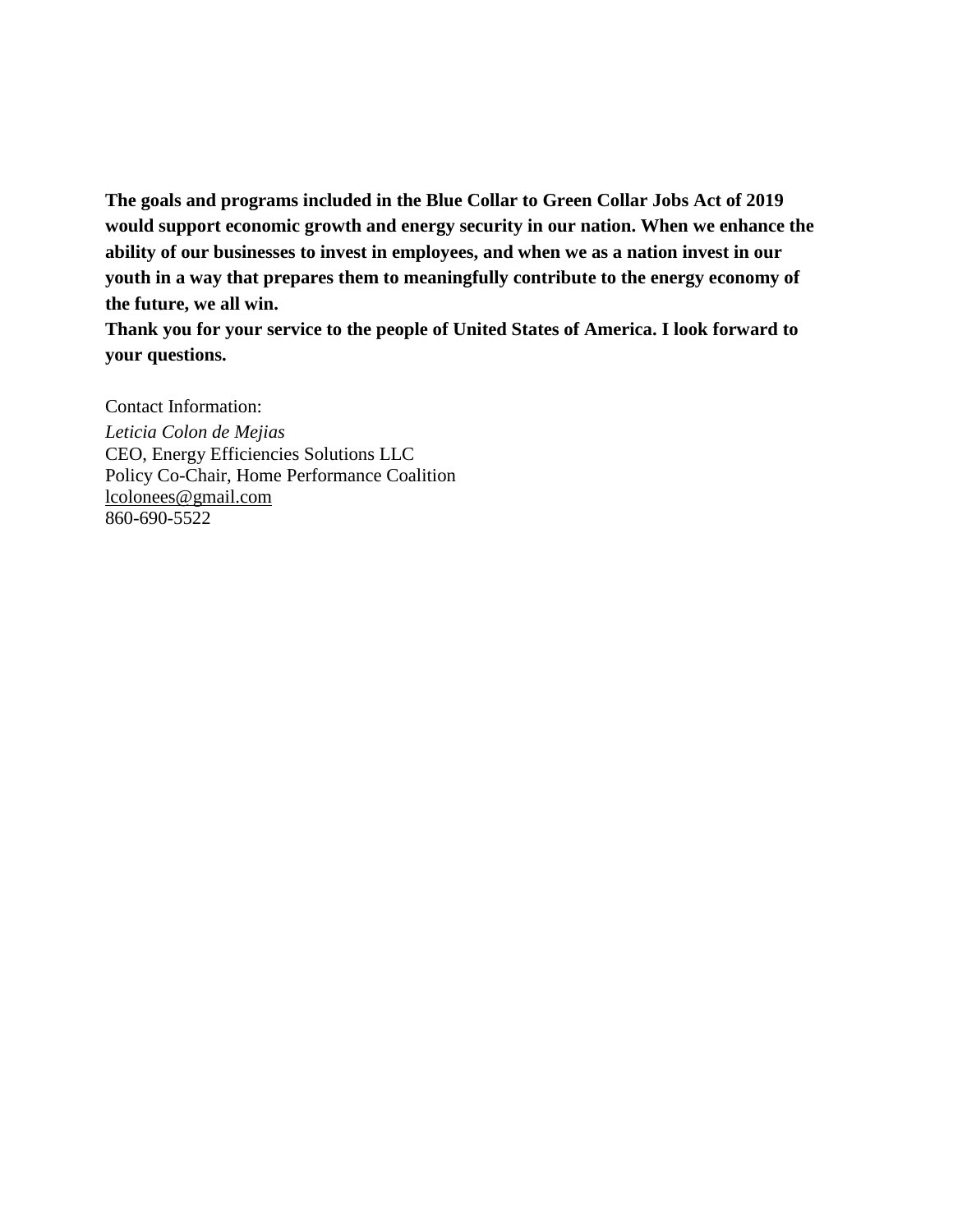**The goals and programs included in the Blue Collar to Green Collar Jobs Act of 2019 would support economic growth and energy security in our nation. When we enhance the ability of our businesses to invest in employees, and when we as a nation invest in our youth in a way that prepares them to meaningfully contribute to the energy economy of the future, we all win.**

**Thank you for your service to the people of United States of America. I look forward to your questions.**

Contact Information:
*Leticia Colon de Mejias*
CEO, Energy Efficiencies Solutions LLC
Policy Co-Chair, Home Performance Coalition
lcolonees@gmail.com
860-690-5522